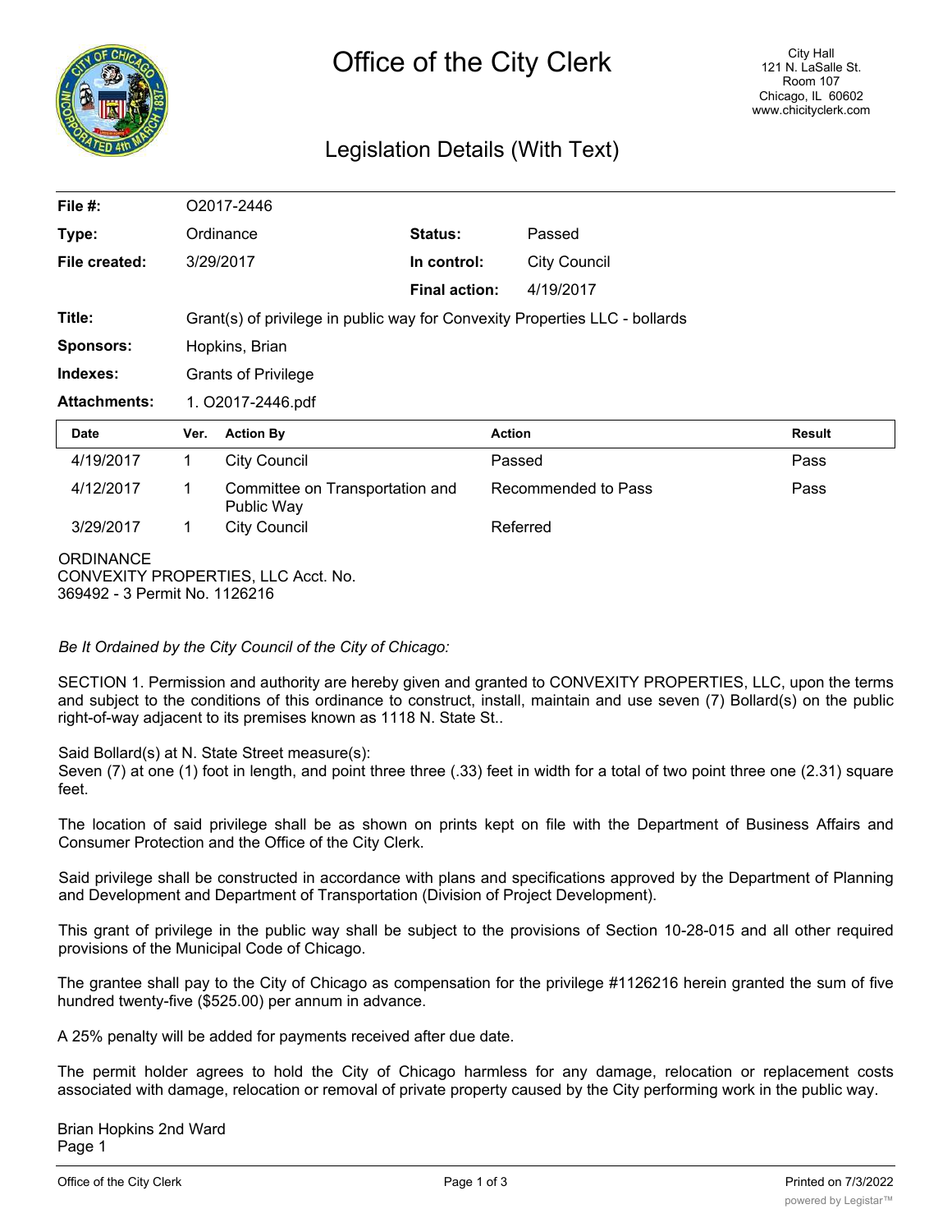# Office of the City Clerk

City Hall
121 N. LaSalle St.
Room 107
Chicago, IL 60602
www.chicityclerk.com

## Legislation Details (With Text)

| | | | |
|---|---|---|---|
| **File #:** | O2017-2446 | | |
| **Type:** | Ordinance | **Status:** | Passed |
| **File created:** | 3/29/2017 | **In control:** | City Council |
| | | **Final action:** | 4/19/2017 |
| **Title:** | Grant(s) of privilege in public way for Convexity Properties LLC - bollards | | |
| **Sponsors:** | Hopkins, Brian | | |
| **Indexes:** | Grants of Privilege | | |
| **Attachments:** | 1. O2017-2446.pdf | | |

| Date | Ver. | Action By | Action | Result |
|---|---|---|---|---|
| 4/19/2017 | 1 | City Council | Passed | Pass |
| 4/12/2017 | 1 | Committee on Transportation and Public Way | Recommended to Pass | Pass |
| 3/29/2017 | 1 | City Council | Referred | |

ORDINANCE
CONVEXITY PROPERTIES, LLC Acct. No.
369492 - 3 Permit No. 1126216

*Be It Ordained by the City Council of the City of Chicago:*

SECTION 1. Permission and authority are hereby given and granted to CONVEXITY PROPERTIES, LLC, upon the terms and subject to the conditions of this ordinance to construct, install, maintain and use seven (7) Bollard(s) on the public right-of-way adjacent to its premises known as 1118 N. State St..

Said Bollard(s) at N. State Street measure(s):
Seven (7) at one (1) foot in length, and point three three (.33) feet in width for a total of two point three one (2.31) square feet.

The location of said privilege shall be as shown on prints kept on file with the Department of Business Affairs and Consumer Protection and the Office of the City Clerk.

Said privilege shall be constructed in accordance with plans and specifications approved by the Department of Planning and Development and Department of Transportation (Division of Project Development).

This grant of privilege in the public way shall be subject to the provisions of Section 10-28-015 and all other required provisions of the Municipal Code of Chicago.

The grantee shall pay to the City of Chicago as compensation for the privilege #1126216 herein granted the sum of five hundred twenty-five ($525.00) per annum in advance.

A 25% penalty will be added for payments received after due date.

The permit holder agrees to hold the City of Chicago harmless for any damage, relocation or replacement costs associated with damage, relocation or removal of private property caused by the City performing work in the public way.

Brian Hopkins 2nd Ward
Page 1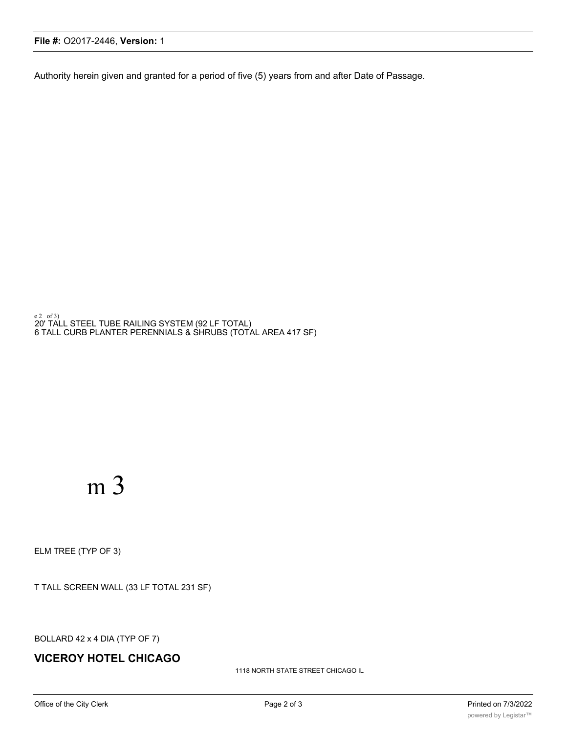Authority herein given and granted for a period of five (5) years from and after Date of Passage.

e 2 of 3)
20' TALL STEEL TUBE RAILING SYSTEM (92 LF TOTAL)
6 TALL CURB PLANTER PERENNIALS & SHRUBS (TOTAL AREA 417 SF)

m 3

ELM TREE (TYP OF 3)

T TALL SCREEN WALL (33 LF TOTAL 231 SF)

BOLLARD 42 x 4 DIA (TYP OF 7)

**VICEROY HOTEL CHICAGO**

1118 NORTH STATE STREET CHICAGO IL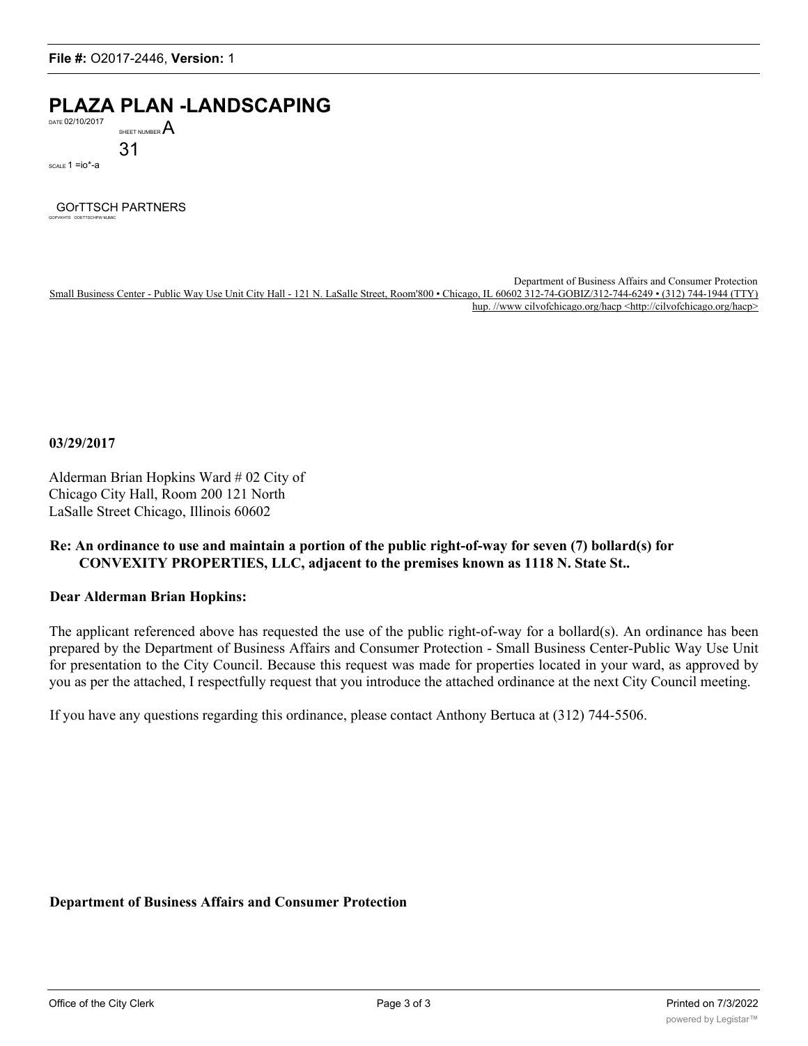# PLAZA PLAN -LANDSCAPING

DATE 02/10/2017

SHEET NUMBER A

31

SCALE 1 =io*-a

GOrTTSCH PARTNERS

GOPVKHTS OOETTSCHPW MJMC

Department of Business Affairs and Consumer Protection

Small Business Center - Public Way Use Unit City Hall - 121 N. LaSalle Street, Room'800 • Chicago, IL 60602 312-74-GOBIZ/312-744-6249 • (312) 744-1944 (TTY)

hup. //www cilvofchicago.org/hacp <http://cilvofchicago.org/hacp>

**03/29/2017**

Alderman Brian Hopkins Ward # 02 City of Chicago City Hall, Room 200 121 North LaSalle Street Chicago, Illinois 60602

**Re: An ordinance to use and maintain a portion of the public right-of-way for seven (7) bollard(s) for CONVEXITY PROPERTIES, LLC, adjacent to the premises known as 1118 N. State St..**

**Dear Alderman Brian Hopkins:**

The applicant referenced above has requested the use of the public right-of-way for a bollard(s). An ordinance has been prepared by the Department of Business Affairs and Consumer Protection - Small Business Center-Public Way Use Unit for presentation to the City Council. Because this request was made for properties located in your ward, as approved by you as per the attached, I respectfully request that you introduce the attached ordinance at the next City Council meeting.

If you have any questions regarding this ordinance, please contact Anthony Bertuca at (312) 744-5506.

**Department of Business Affairs and Consumer Protection**